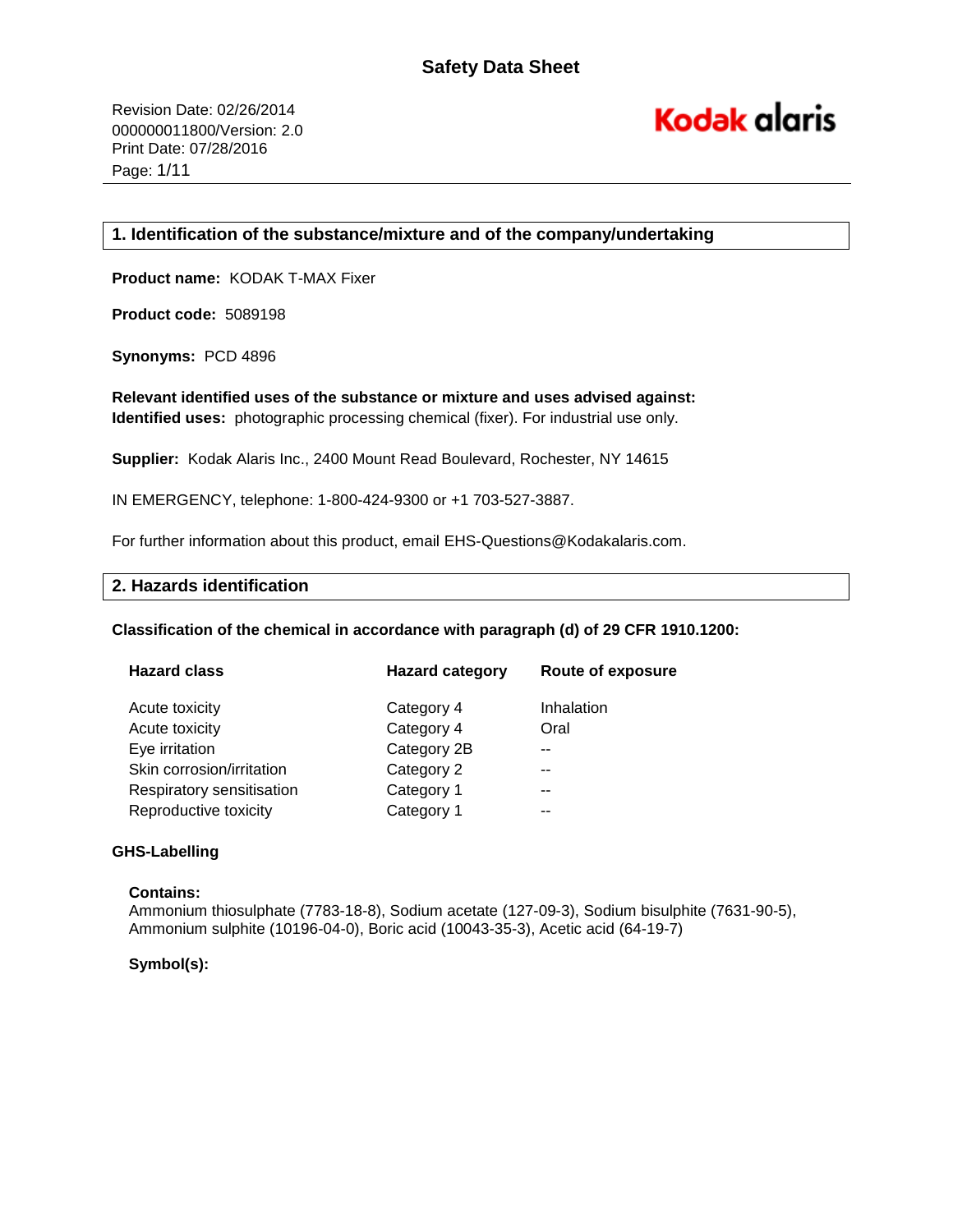# Safety Data Sheet

Revision Date: 02/26/2014
000000011800/Version: 2.0
Print Date: 07/28/2016

Kodak alaris

## 1. Identification of the substance/mixture and of the company/undertaking

**Product name:** KODAK T-MAX Fixer

**Product code:** 5089198

**Synonyms:** PCD 4896

**Relevant identified uses of the substance or mixture and uses advised against:**
**Identified uses:** photographic processing chemical (fixer). For industrial use only.

**Supplier:** Kodak Alaris Inc., 2400 Mount Read Boulevard, Rochester, NY 14615

IN EMERGENCY, telephone: 1-800-424-9300 or +1 703-527-3887.

For further information about this product, email EHS-Questions@Kodakalaris.com.

## 2. Hazards identification

**Classification of the chemical in accordance with paragraph (d) of 29 CFR 1910.1200:**

| Hazard class | Hazard category | Route of exposure |
|---|---|---|
| Acute toxicity | Category 4 | Inhalation |
| Acute toxicity | Category 4 | Oral |
| Eye irritation | Category 2B | -- |
| Skin corrosion/irritation | Category 2 | -- |
| Respiratory sensitisation | Category 1 | -- |
| Reproductive toxicity | Category 1 | -- |

**GHS-Labelling**

**Contains:**
Ammonium thiosulphate (7783-18-8), Sodium acetate (127-09-3), Sodium bisulphite (7631-90-5), Ammonium sulphite (10196-04-0), Boric acid (10043-35-3), Acetic acid (64-19-7)

**Symbol(s):**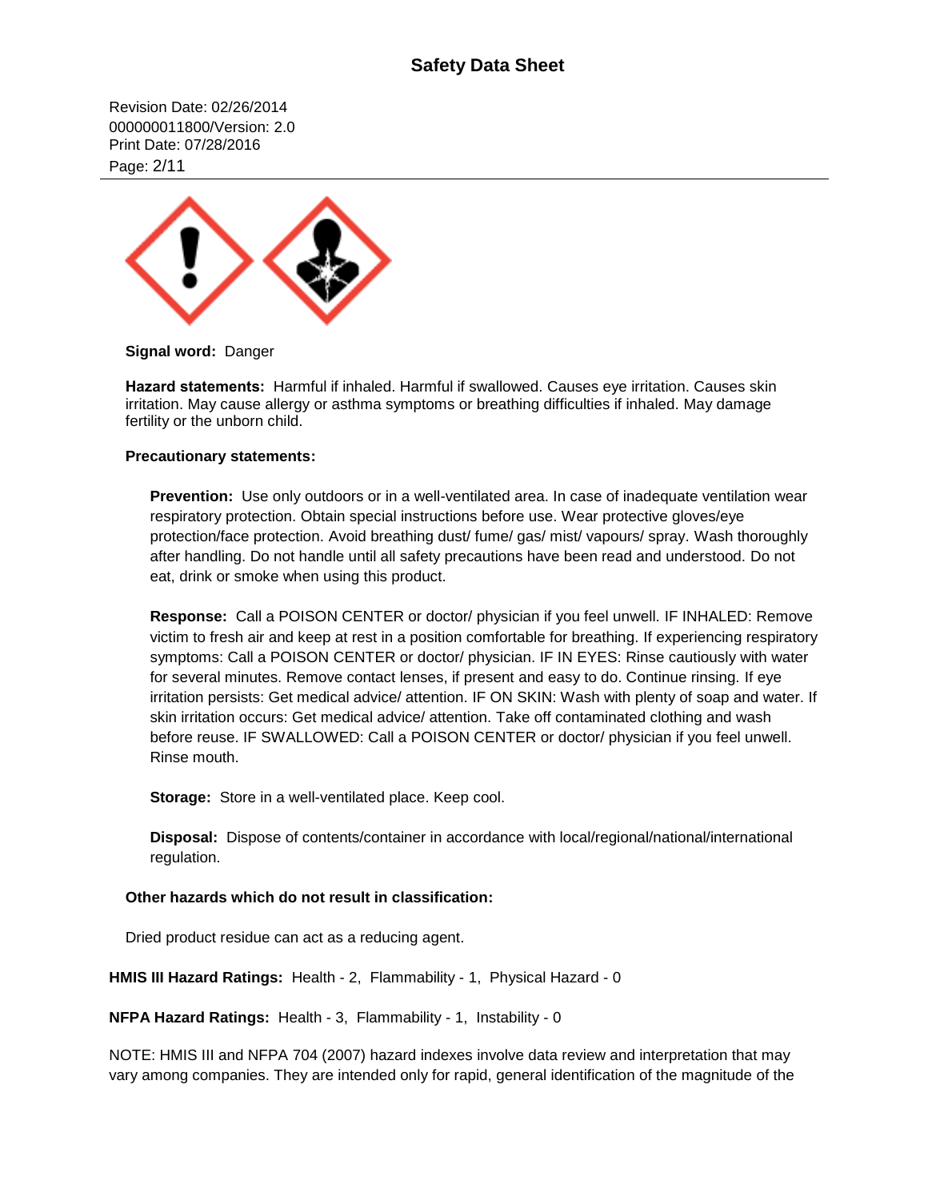**Signal word:** Danger

**Hazard statements:** Harmful if inhaled. Harmful if swallowed. Causes eye irritation. Causes skin irritation. May cause allergy or asthma symptoms or breathing difficulties if inhaled. May damage fertility or the unborn child.

**Precautionary statements:**

**Prevention:** Use only outdoors or in a well-ventilated area. In case of inadequate ventilation wear respiratory protection. Obtain special instructions before use. Wear protective gloves/eye protection/face protection. Avoid breathing dust/ fume/ gas/ mist/ vapours/ spray. Wash thoroughly after handling. Do not handle until all safety precautions have been read and understood. Do not eat, drink or smoke when using this product.

**Response:** Call a POISON CENTER or doctor/ physician if you feel unwell. IF INHALED: Remove victim to fresh air and keep at rest in a position comfortable for breathing. If experiencing respiratory symptoms: Call a POISON CENTER or doctor/ physician. IF IN EYES: Rinse cautiously with water for several minutes. Remove contact lenses, if present and easy to do. Continue rinsing. If eye irritation persists: Get medical advice/ attention. IF ON SKIN: Wash with plenty of soap and water. If skin irritation occurs: Get medical advice/ attention. Take off contaminated clothing and wash before reuse. IF SWALLOWED: Call a POISON CENTER or doctor/ physician if you feel unwell. Rinse mouth.

**Storage:** Store in a well-ventilated place. Keep cool.

**Disposal:** Dispose of contents/container in accordance with local/regional/national/international regulation.

**Other hazards which do not result in classification:**

Dried product residue can act as a reducing agent.

**HMIS III Hazard Ratings:** Health - 2, Flammability - 1, Physical Hazard - 0

**NFPA Hazard Ratings:** Health - 3, Flammability - 1, Instability - 0

NOTE: HMIS III and NFPA 704 (2007) hazard indexes involve data review and interpretation that may vary among companies. They are intended only for rapid, general identification of the magnitude of the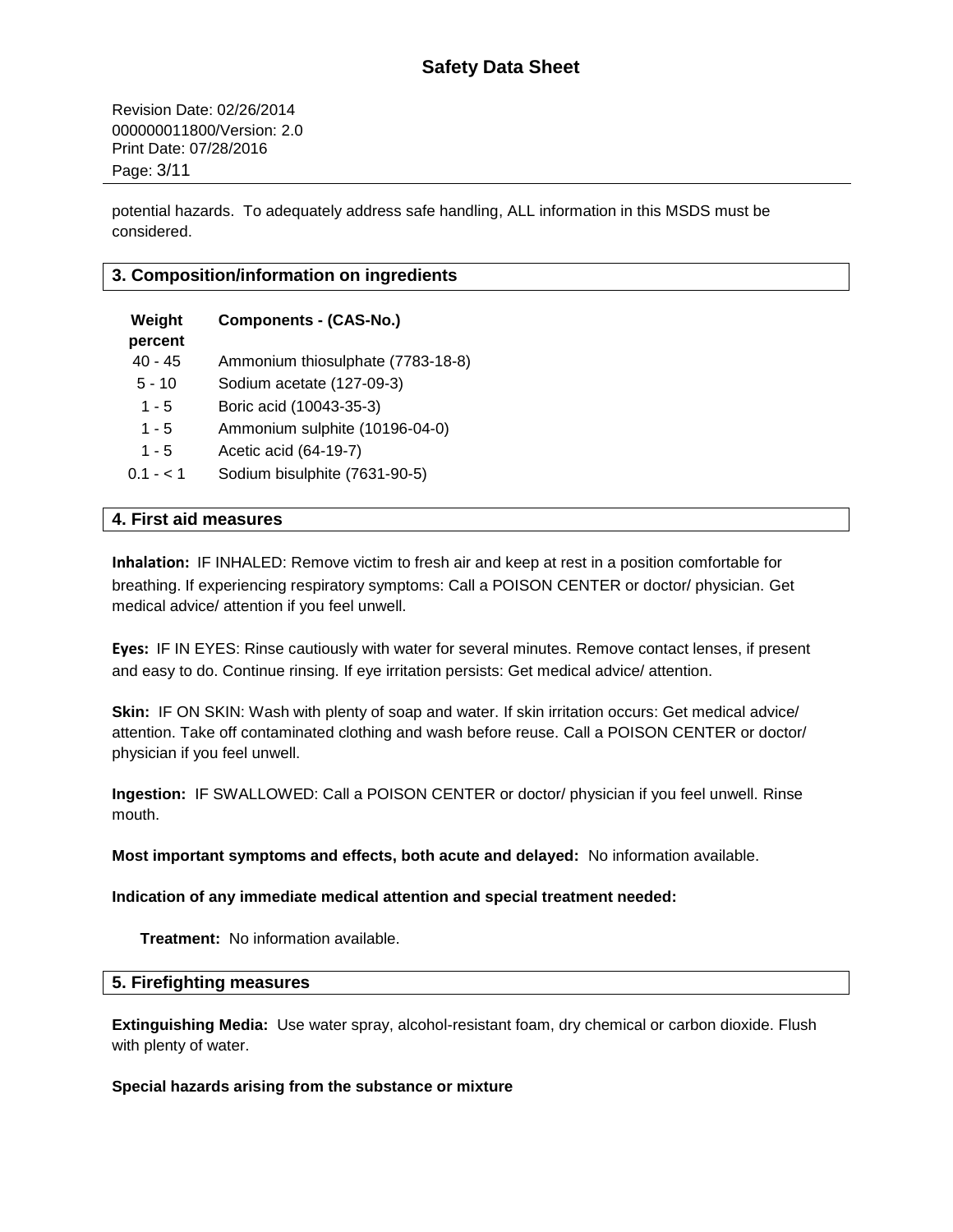potential hazards. To adequately address safe handling, ALL information in this MSDS must be considered.

## 3. Composition/information on ingredients

| Weight percent | Components - (CAS-No.) |
|---|---|
| 40 - 45 | Ammonium thiosulphate (7783-18-8) |
| 5 - 10 | Sodium acetate (127-09-3) |
| 1 - 5 | Boric acid (10043-35-3) |
| 1 - 5 | Ammonium sulphite (10196-04-0) |
| 1 - 5 | Acetic acid (64-19-7) |
| 0.1 - < 1 | Sodium bisulphite (7631-90-5) |

## 4. First aid measures

**Inhalation:** IF INHALED: Remove victim to fresh air and keep at rest in a position comfortable for breathing. If experiencing respiratory symptoms: Call a POISON CENTER or doctor/ physician. Get medical advice/ attention if you feel unwell.

**Eyes:** IF IN EYES: Rinse cautiously with water for several minutes. Remove contact lenses, if present and easy to do. Continue rinsing. If eye irritation persists: Get medical advice/ attention.

**Skin:** IF ON SKIN: Wash with plenty of soap and water. If skin irritation occurs: Get medical advice/ attention. Take off contaminated clothing and wash before reuse. Call a POISON CENTER or doctor/ physician if you feel unwell.

**Ingestion:** IF SWALLOWED: Call a POISON CENTER or doctor/ physician if you feel unwell. Rinse mouth.

**Most important symptoms and effects, both acute and delayed:** No information available.

**Indication of any immediate medical attention and special treatment needed:**

**Treatment:** No information available.

## 5. Firefighting measures

**Extinguishing Media:** Use water spray, alcohol-resistant foam, dry chemical or carbon dioxide. Flush with plenty of water.

**Special hazards arising from the substance or mixture**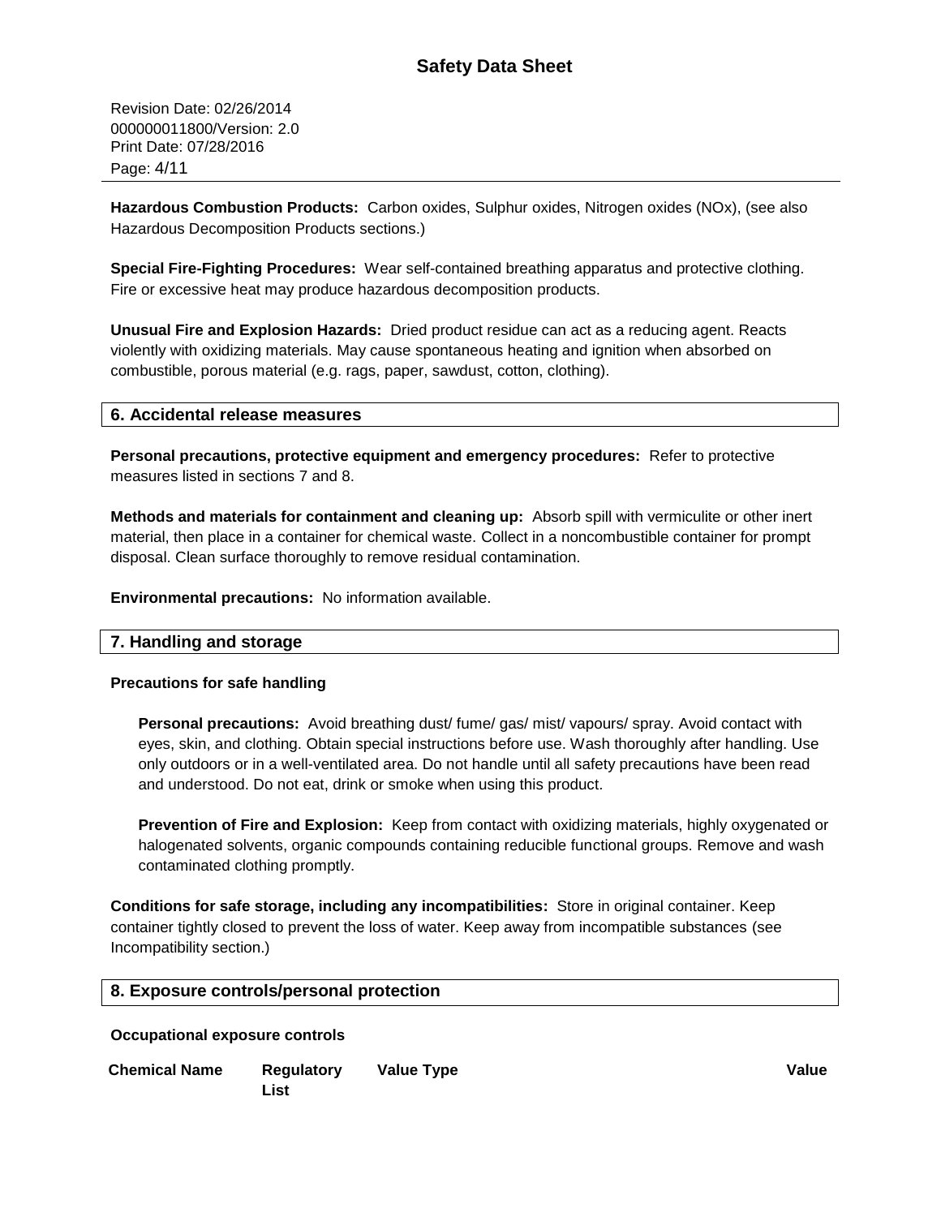**Hazardous Combustion Products:** Carbon oxides, Sulphur oxides, Nitrogen oxides (NOx), (see also Hazardous Decomposition Products sections.)

**Special Fire-Fighting Procedures:** Wear self-contained breathing apparatus and protective clothing. Fire or excessive heat may produce hazardous decomposition products.

**Unusual Fire and Explosion Hazards:** Dried product residue can act as a reducing agent. Reacts violently with oxidizing materials. May cause spontaneous heating and ignition when absorbed on combustible, porous material (e.g. rags, paper, sawdust, cotton, clothing).

## 6. Accidental release measures

**Personal precautions, protective equipment and emergency procedures:** Refer to protective measures listed in sections 7 and 8.

**Methods and materials for containment and cleaning up:** Absorb spill with vermiculite or other inert material, then place in a container for chemical waste. Collect in a noncombustible container for prompt disposal. Clean surface thoroughly to remove residual contamination.

**Environmental precautions:** No information available.

## 7. Handling and storage

**Precautions for safe handling**

**Personal precautions:** Avoid breathing dust/ fume/ gas/ mist/ vapours/ spray. Avoid contact with eyes, skin, and clothing. Obtain special instructions before use. Wash thoroughly after handling. Use only outdoors or in a well-ventilated area. Do not handle until all safety precautions have been read and understood. Do not eat, drink or smoke when using this product.

**Prevention of Fire and Explosion:** Keep from contact with oxidizing materials, highly oxygenated or halogenated solvents, organic compounds containing reducible functional groups. Remove and wash contaminated clothing promptly.

**Conditions for safe storage, including any incompatibilities:** Store in original container. Keep container tightly closed to prevent the loss of water. Keep away from incompatible substances (see Incompatibility section.)

## 8. Exposure controls/personal protection

**Occupational exposure controls**

| Chemical Name | Regulatory List | Value Type | Value |
|---|---|---|---|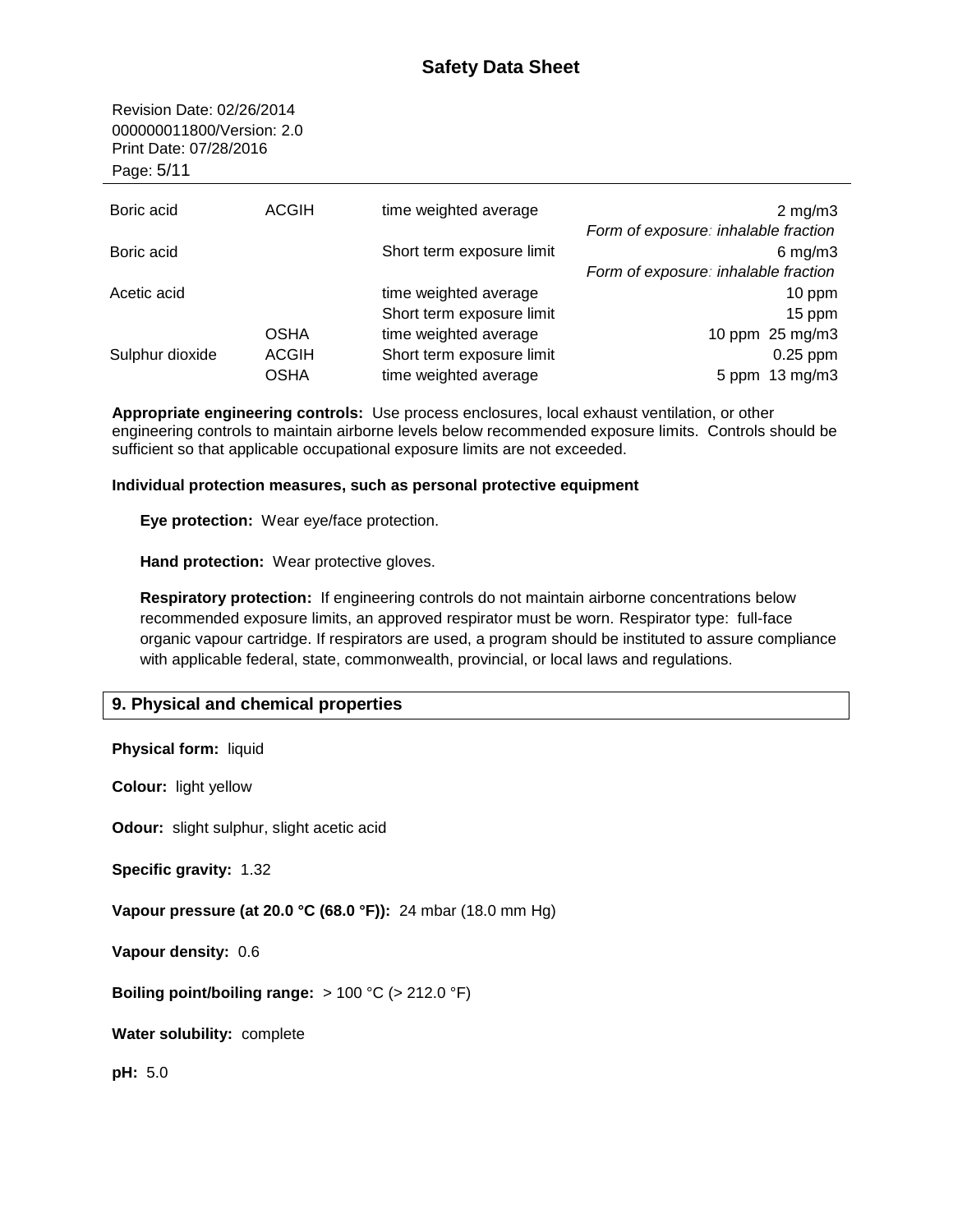| | | | |
|---|---|---|---|
| Boric acid | ACGIH | time weighted average | 2 mg/m3 *Form of exposure: inhalable fraction* |
| Boric acid | | Short term exposure limit | 6 mg/m3 *Form of exposure: inhalable fraction* |
| Acetic acid | | time weighted average | 10 ppm |
| | | Short term exposure limit | 15 ppm |
| | OSHA | time weighted average | 10 ppm 25 mg/m3 |
| Sulphur dioxide | ACGIH | Short term exposure limit | 0.25 ppm |
| | OSHA | time weighted average | 5 ppm 13 mg/m3 |

**Appropriate engineering controls:** Use process enclosures, local exhaust ventilation, or other engineering controls to maintain airborne levels below recommended exposure limits. Controls should be sufficient so that applicable occupational exposure limits are not exceeded.

**Individual protection measures, such as personal protective equipment**

**Eye protection:** Wear eye/face protection.

**Hand protection:** Wear protective gloves.

**Respiratory protection:** If engineering controls do not maintain airborne concentrations below recommended exposure limits, an approved respirator must be worn. Respirator type: full-face organic vapour cartridge. If respirators are used, a program should be instituted to assure compliance with applicable federal, state, commonwealth, provincial, or local laws and regulations.

## 9. Physical and chemical properties

**Physical form:** liquid

**Colour:** light yellow

**Odour:** slight sulphur, slight acetic acid

**Specific gravity:** 1.32

**Vapour pressure (at 20.0 °C (68.0 °F)):** 24 mbar (18.0 mm Hg)

**Vapour density:** 0.6

**Boiling point/boiling range:** > 100 °C (> 212.0 °F)

**Water solubility:** complete

**pH:** 5.0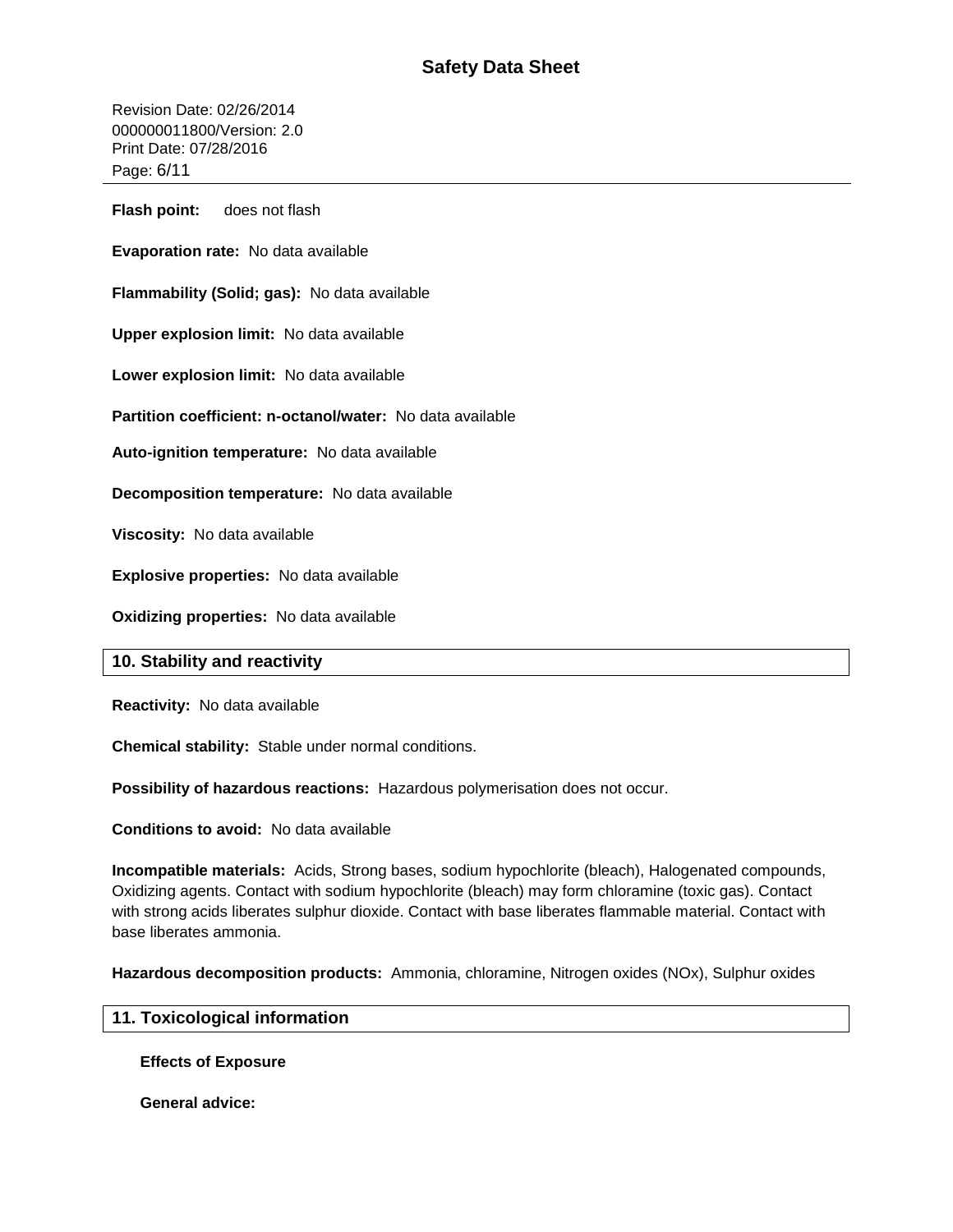**Flash point:** does not flash

**Evaporation rate:** No data available

**Flammability (Solid; gas):** No data available

**Upper explosion limit:** No data available

**Lower explosion limit:** No data available

**Partition coefficient: n-octanol/water:** No data available

**Auto-ignition temperature:** No data available

**Decomposition temperature:** No data available

**Viscosity:** No data available

**Explosive properties:** No data available

**Oxidizing properties:** No data available

## 10. Stability and reactivity

**Reactivity:** No data available

**Chemical stability:** Stable under normal conditions.

**Possibility of hazardous reactions:** Hazardous polymerisation does not occur.

**Conditions to avoid:** No data available

**Incompatible materials:** Acids, Strong bases, sodium hypochlorite (bleach), Halogenated compounds, Oxidizing agents. Contact with sodium hypochlorite (bleach) may form chloramine (toxic gas). Contact with strong acids liberates sulphur dioxide. Contact with base liberates flammable material. Contact with base liberates ammonia.

**Hazardous decomposition products:** Ammonia, chloramine, Nitrogen oxides (NOx), Sulphur oxides

## 11. Toxicological information

**Effects of Exposure**

**General advice:**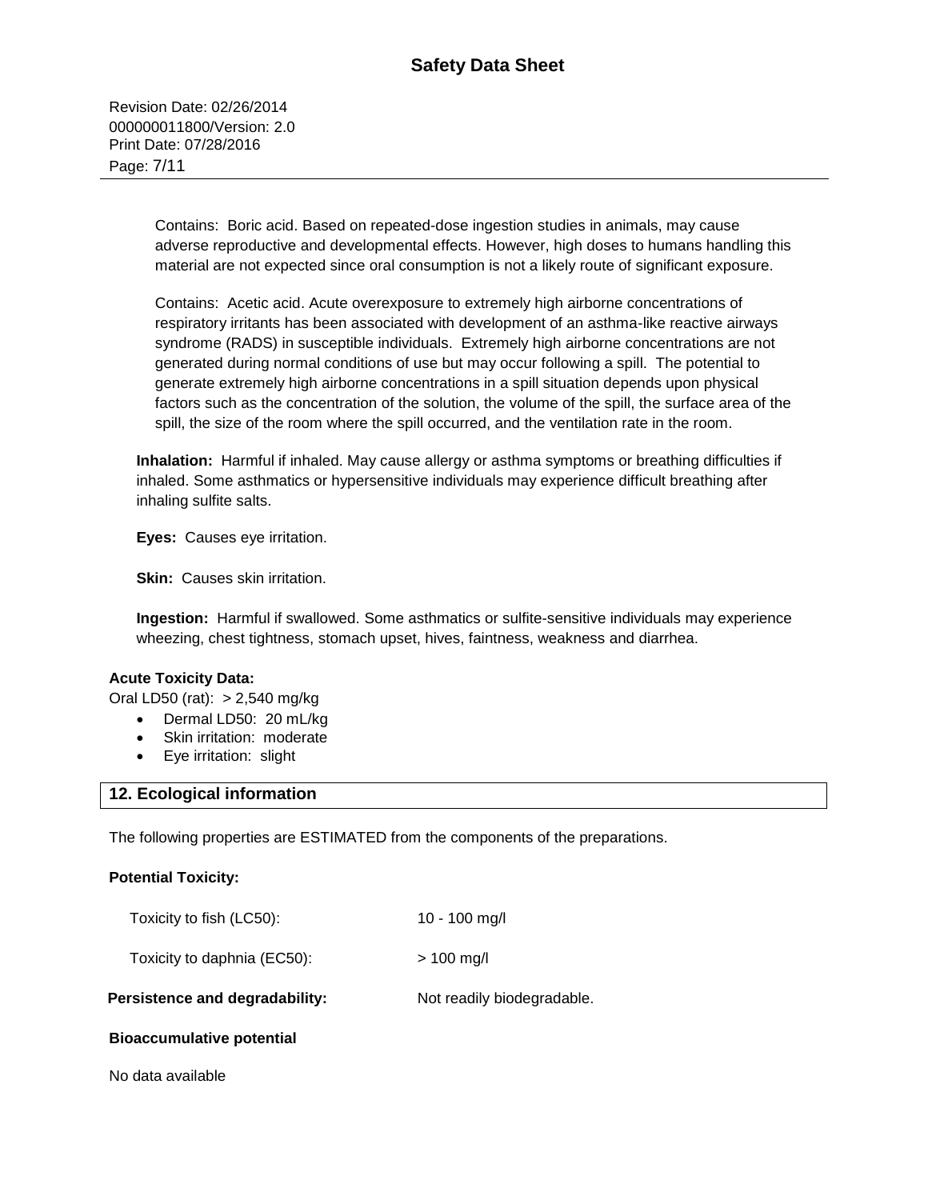Contains: Boric acid. Based on repeated-dose ingestion studies in animals, may cause adverse reproductive and developmental effects. However, high doses to humans handling this material are not expected since oral consumption is not a likely route of significant exposure.

Contains: Acetic acid. Acute overexposure to extremely high airborne concentrations of respiratory irritants has been associated with development of an asthma-like reactive airways syndrome (RADS) in susceptible individuals. Extremely high airborne concentrations are not generated during normal conditions of use but may occur following a spill. The potential to generate extremely high airborne concentrations in a spill situation depends upon physical factors such as the concentration of the solution, the volume of the spill, the surface area of the spill, the size of the room where the spill occurred, and the ventilation rate in the room.

**Inhalation:** Harmful if inhaled. May cause allergy or asthma symptoms or breathing difficulties if inhaled. Some asthmatics or hypersensitive individuals may experience difficult breathing after inhaling sulfite salts.

**Eyes:** Causes eye irritation.

**Skin:** Causes skin irritation.

**Ingestion:** Harmful if swallowed. Some asthmatics or sulfite-sensitive individuals may experience wheezing, chest tightness, stomach upset, hives, faintness, weakness and diarrhea.

**Acute Toxicity Data:**

Oral LD50 (rat): > 2,540 mg/kg

- Dermal LD50: 20 mL/kg
- Skin irritation: moderate
- Eye irritation: slight

## 12. Ecological information

The following properties are ESTIMATED from the components of the preparations.

**Potential Toxicity:**

| | |
|---|---|
| Toxicity to fish (LC50): | 10 - 100 mg/l |
| Toxicity to daphnia (EC50): | > 100 mg/l |
| **Persistence and degradability:** | Not readily biodegradable. |

**Bioaccumulative potential**

No data available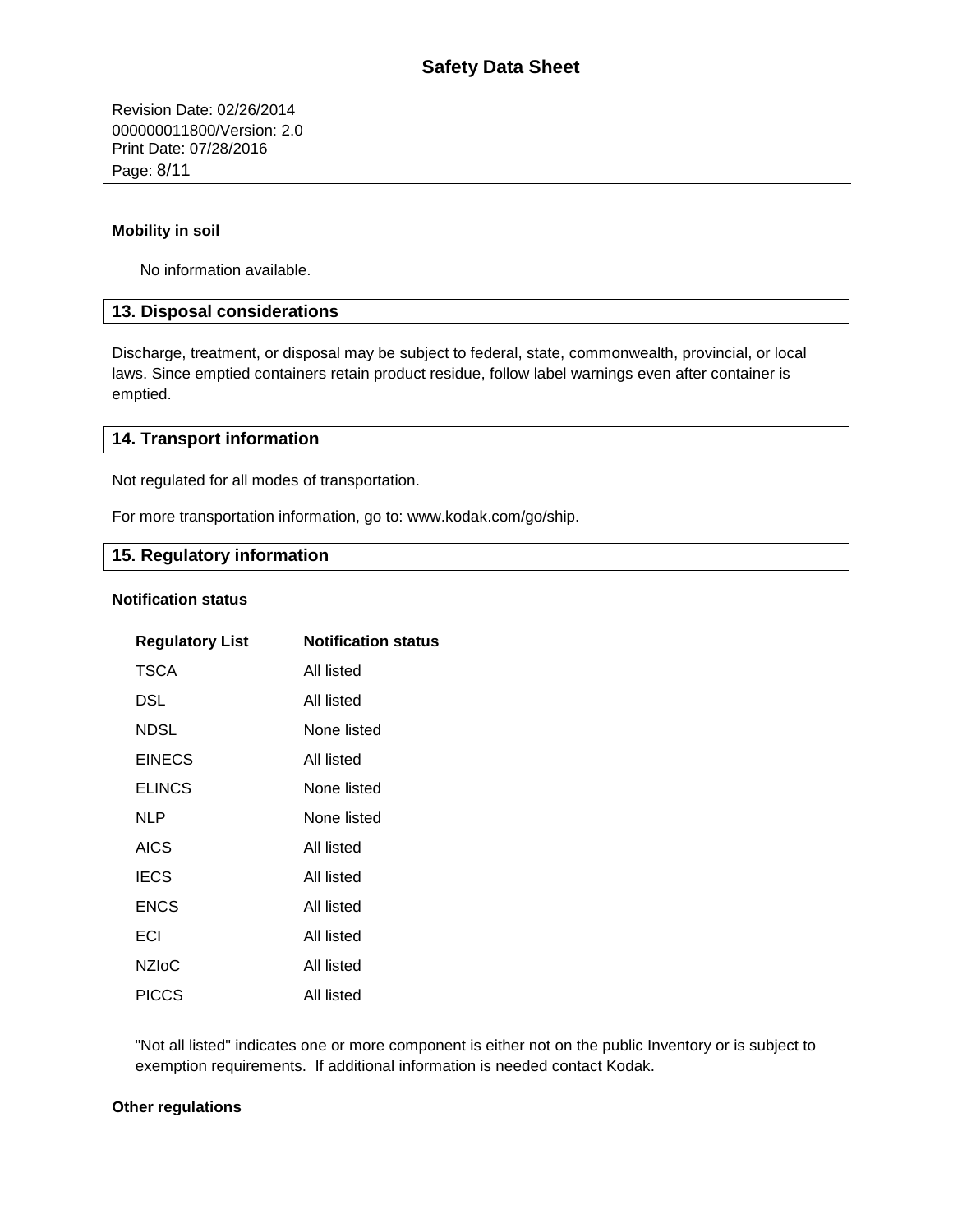**Mobility in soil**

No information available.

## 13. Disposal considerations

Discharge, treatment, or disposal may be subject to federal, state, commonwealth, provincial, or local laws. Since emptied containers retain product residue, follow label warnings even after container is emptied.

## 14. Transport information

Not regulated for all modes of transportation.

For more transportation information, go to: www.kodak.com/go/ship.

## 15. Regulatory information

**Notification status**

| Regulatory List | Notification status |
|---|---|
| TSCA | All listed |
| DSL | All listed |
| NDSL | None listed |
| EINECS | All listed |
| ELINCS | None listed |
| NLP | None listed |
| AICS | All listed |
| IECS | All listed |
| ENCS | All listed |
| ECI | All listed |
| NZIoC | All listed |
| PICCS | All listed |

"Not all listed" indicates one or more component is either not on the public Inventory or is subject to exemption requirements. If additional information is needed contact Kodak.

**Other regulations**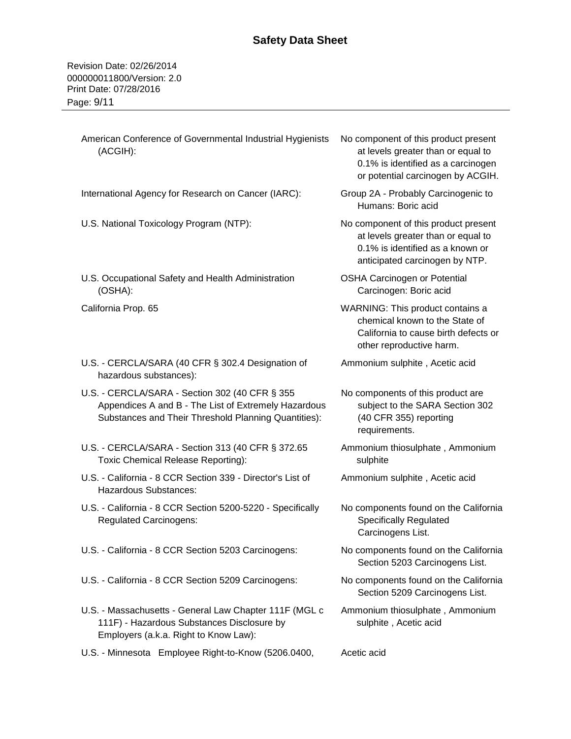| | |
|---|---|
| American Conference of Governmental Industrial Hygienists (ACGIH): | No component of this product present at levels greater than or equal to 0.1% is identified as a carcinogen or potential carcinogen by ACGIH. |
| International Agency for Research on Cancer (IARC): | Group 2A - Probably Carcinogenic to Humans: Boric acid |
| U.S. National Toxicology Program (NTP): | No component of this product present at levels greater than or equal to 0.1% is identified as a known or anticipated carcinogen by NTP. |
| U.S. Occupational Safety and Health Administration (OSHA): | OSHA Carcinogen or Potential Carcinogen: Boric acid |
| California Prop. 65 | WARNING: This product contains a chemical known to the State of California to cause birth defects or other reproductive harm. |
| U.S. - CERCLA/SARA (40 CFR § 302.4 Designation of hazardous substances): | Ammonium sulphite , Acetic acid |
| U.S. - CERCLA/SARA - Section 302 (40 CFR § 355 Appendices A and B - The List of Extremely Hazardous Substances and Their Threshold Planning Quantities): | No components of this product are subject to the SARA Section 302 (40 CFR 355) reporting requirements. |
| U.S. - CERCLA/SARA - Section 313 (40 CFR § 372.65 Toxic Chemical Release Reporting): | Ammonium thiosulphate , Ammonium sulphite |
| U.S. - California - 8 CCR Section 339 - Director's List of Hazardous Substances: | Ammonium sulphite , Acetic acid |
| U.S. - California - 8 CCR Section 5200-5220 - Specifically Regulated Carcinogens: | No components found on the California Specifically Regulated Carcinogens List. |
| U.S. - California - 8 CCR Section 5203 Carcinogens: | No components found on the California Section 5203 Carcinogens List. |
| U.S. - California - 8 CCR Section 5209 Carcinogens: | No components found on the California Section 5209 Carcinogens List. |
| U.S. - Massachusetts - General Law Chapter 111F (MGL c 111F) - Hazardous Substances Disclosure by Employers (a.k.a. Right to Know Law): | Ammonium thiosulphate , Ammonium sulphite , Acetic acid |
| U.S. - Minnesota Employee Right-to-Know (5206.0400, | Acetic acid |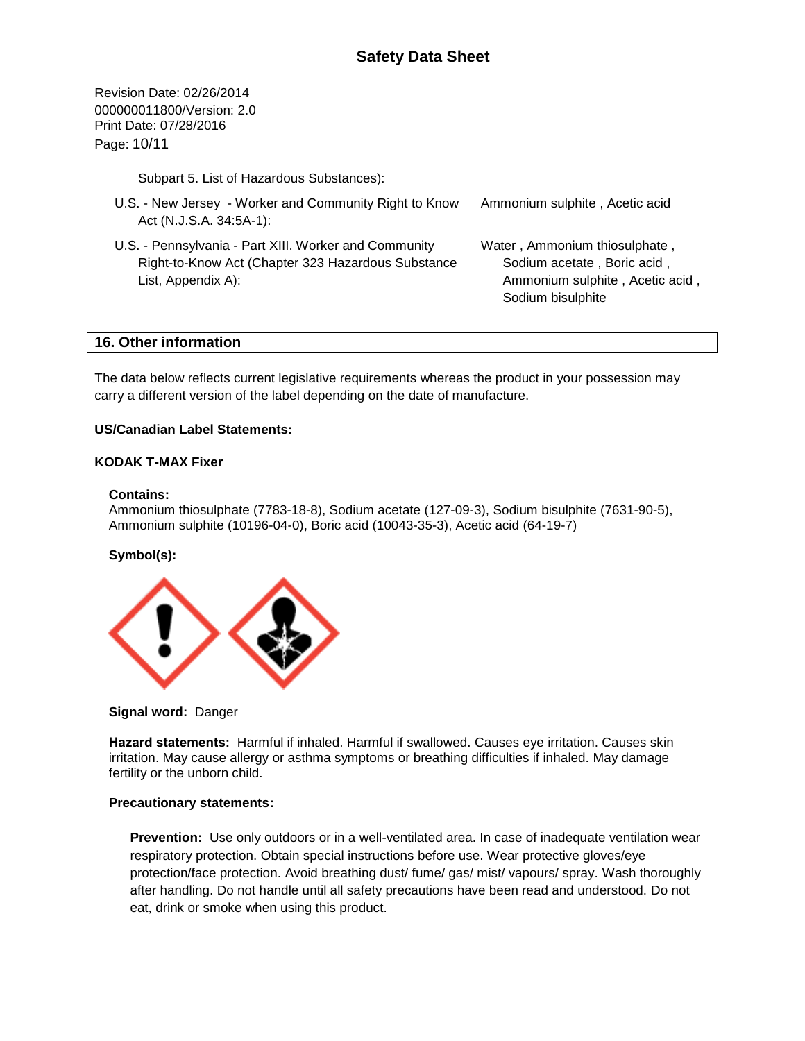Subpart 5. List of Hazardous Substances):

| | |
|---|---|
| U.S. - New Jersey - Worker and Community Right to Know Act (N.J.S.A. 34:5A-1): | Ammonium sulphite , Acetic acid |
| U.S. - Pennsylvania - Part XIII. Worker and Community Right-to-Know Act (Chapter 323 Hazardous Substance List, Appendix A): | Water , Ammonium thiosulphate , Sodium acetate , Boric acid , Ammonium sulphite , Acetic acid , Sodium bisulphite |

## 16. Other information

The data below reflects current legislative requirements whereas the product in your possession may carry a different version of the label depending on the date of manufacture.

**US/Canadian Label Statements:**

**KODAK T-MAX Fixer**

**Contains:**
Ammonium thiosulphate (7783-18-8), Sodium acetate (127-09-3), Sodium bisulphite (7631-90-5), Ammonium sulphite (10196-04-0), Boric acid (10043-35-3), Acetic acid (64-19-7)

**Symbol(s):**

**Signal word:** Danger

**Hazard statements:** Harmful if inhaled. Harmful if swallowed. Causes eye irritation. Causes skin irritation. May cause allergy or asthma symptoms or breathing difficulties if inhaled. May damage fertility or the unborn child.

**Precautionary statements:**

**Prevention:** Use only outdoors or in a well-ventilated area. In case of inadequate ventilation wear respiratory protection. Obtain special instructions before use. Wear protective gloves/eye protection/face protection. Avoid breathing dust/ fume/ gas/ mist/ vapours/ spray. Wash thoroughly after handling. Do not handle until all safety precautions have been read and understood. Do not eat, drink or smoke when using this product.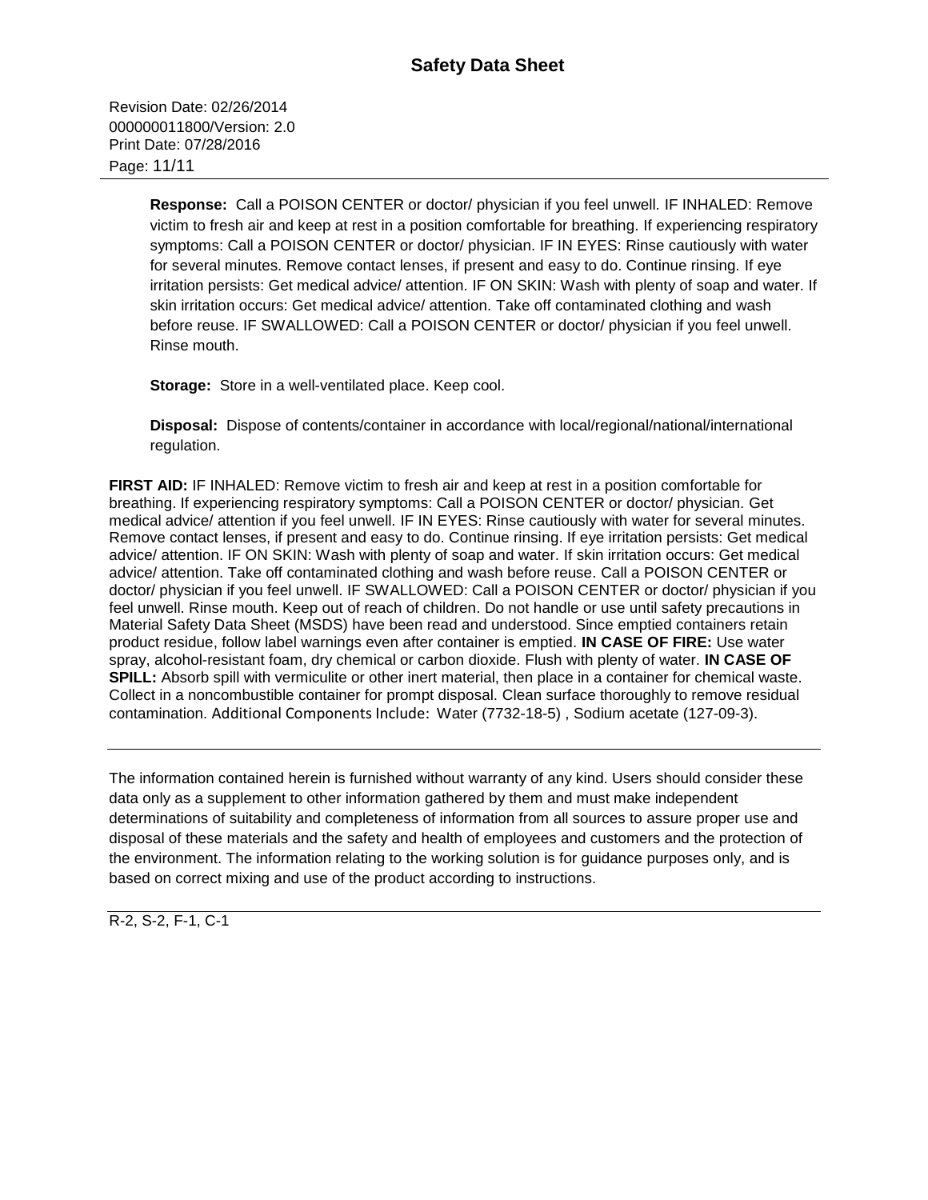**Response:** Call a POISON CENTER or doctor/ physician if you feel unwell. IF INHALED: Remove victim to fresh air and keep at rest in a position comfortable for breathing. If experiencing respiratory symptoms: Call a POISON CENTER or doctor/ physician. IF IN EYES: Rinse cautiously with water for several minutes. Remove contact lenses, if present and easy to do. Continue rinsing. If eye irritation persists: Get medical advice/ attention. IF ON SKIN: Wash with plenty of soap and water. If skin irritation occurs: Get medical advice/ attention. Take off contaminated clothing and wash before reuse. IF SWALLOWED: Call a POISON CENTER or doctor/ physician if you feel unwell. Rinse mouth.

**Storage:** Store in a well-ventilated place. Keep cool.

**Disposal:** Dispose of contents/container in accordance with local/regional/national/international regulation.

**FIRST AID:** IF INHALED: Remove victim to fresh air and keep at rest in a position comfortable for breathing. If experiencing respiratory symptoms: Call a POISON CENTER or doctor/ physician. Get medical advice/ attention if you feel unwell. IF IN EYES: Rinse cautiously with water for several minutes. Remove contact lenses, if present and easy to do. Continue rinsing. If eye irritation persists: Get medical advice/ attention. IF ON SKIN: Wash with plenty of soap and water. If skin irritation occurs: Get medical advice/ attention. Take off contaminated clothing and wash before reuse. Call a POISON CENTER or doctor/ physician if you feel unwell. IF SWALLOWED: Call a POISON CENTER or doctor/ physician if you feel unwell. Rinse mouth. Keep out of reach of children. Do not handle or use until safety precautions in Material Safety Data Sheet (MSDS) have been read and understood. Since emptied containers retain product residue, follow label warnings even after container is emptied. **IN CASE OF FIRE:** Use water spray, alcohol-resistant foam, dry chemical or carbon dioxide. Flush with plenty of water. **IN CASE OF SPILL:** Absorb spill with vermiculite or other inert material, then place in a container for chemical waste. Collect in a noncombustible container for prompt disposal. Clean surface thoroughly to remove residual contamination. Additional Components Include: Water (7732-18-5) , Sodium acetate (127-09-3).

---

The information contained herein is furnished without warranty of any kind. Users should consider these data only as a supplement to other information gathered by them and must make independent determinations of suitability and completeness of information from all sources to assure proper use and disposal of these materials and the safety and health of employees and customers and the protection of the environment. The information relating to the working solution is for guidance purposes only, and is based on correct mixing and use of the product according to instructions.

---

R-2, S-2, F-1, C-1